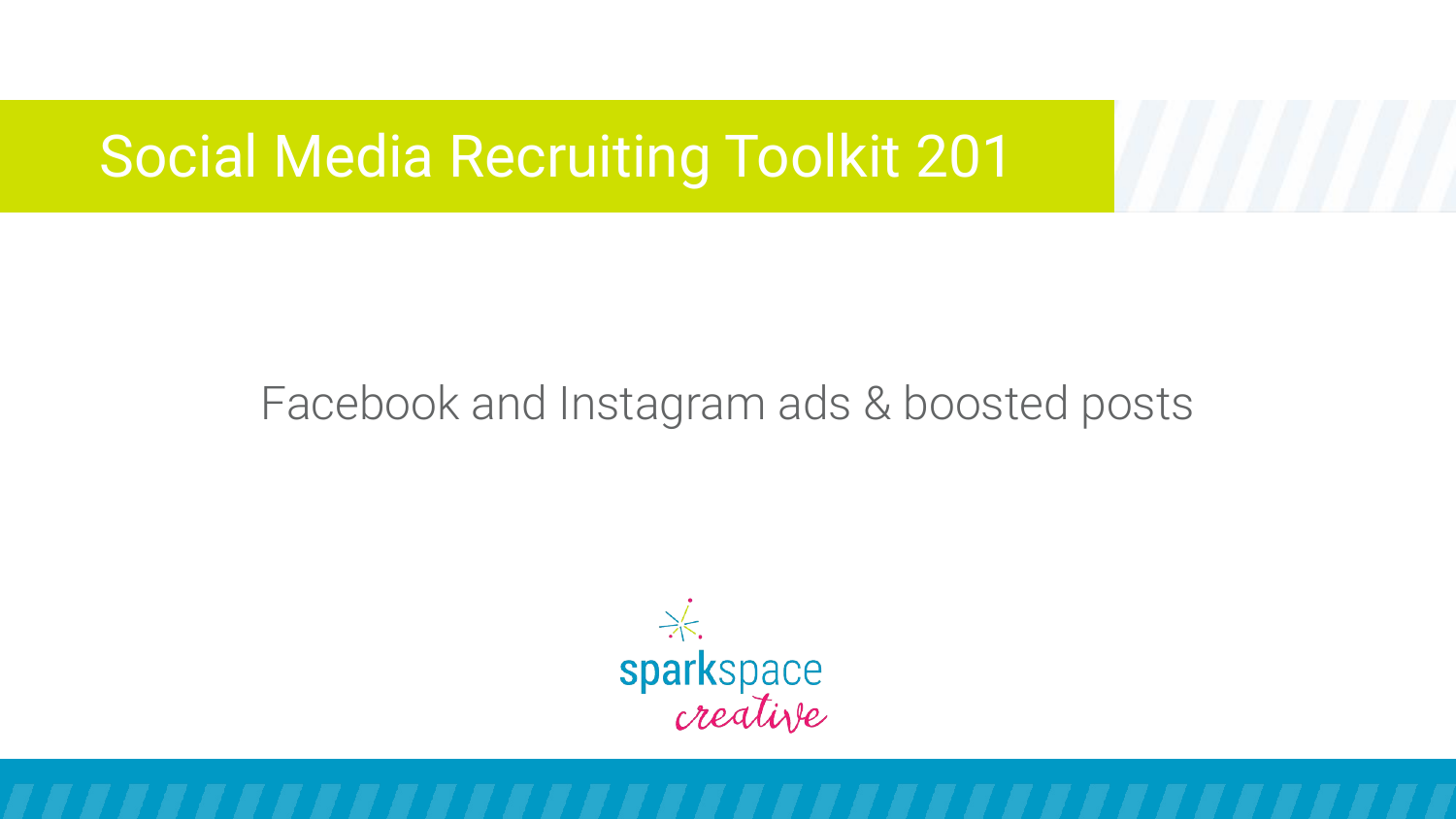# Social Media Recruiting Toolkit 201

Facebook and Instagram ads & boosted posts

sparkspace creative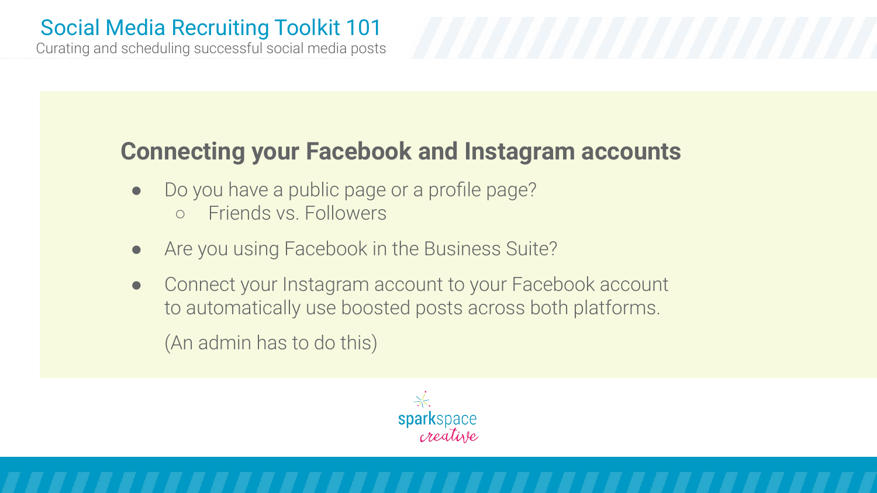## Connecting your Facebook and Instagram accounts

- Do you have a public page or a profile page?
  - Friends vs. Followers
- Are you using Facebook in the Business Suite?
- Connect your Instagram account to your Facebook account to automatically use boosted posts across both platforms.

  (An admin has to do this)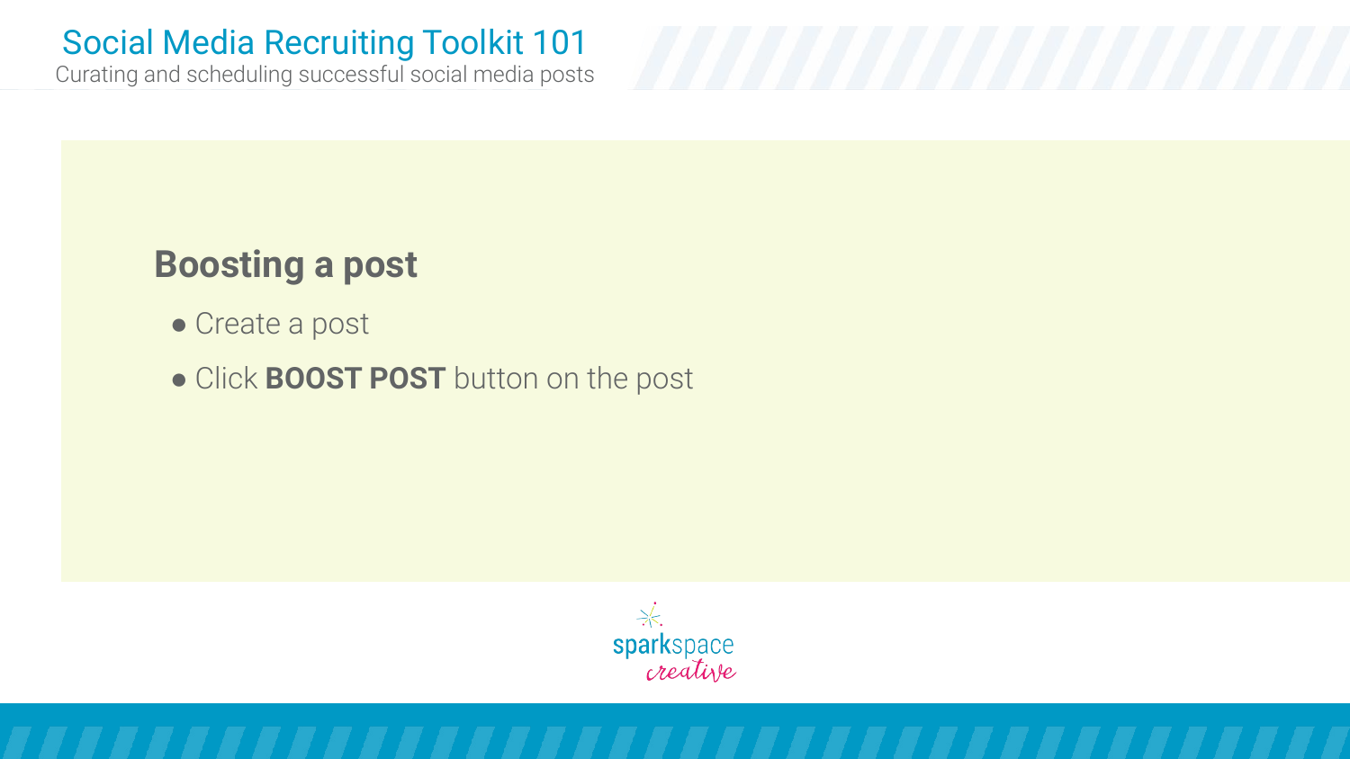## Boosting a post

- Create a post
- Click **BOOST POST** button on the post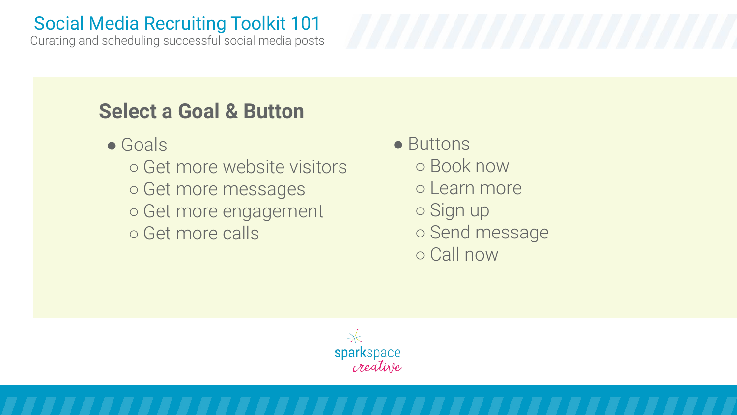## Select a Goal & Button

- Goals
  - Get more website visitors
  - Get more messages
  - Get more engagement
  - Get more calls
- Buttons
  - Book now
  - Learn more
  - Sign up
  - Send message
  - Call now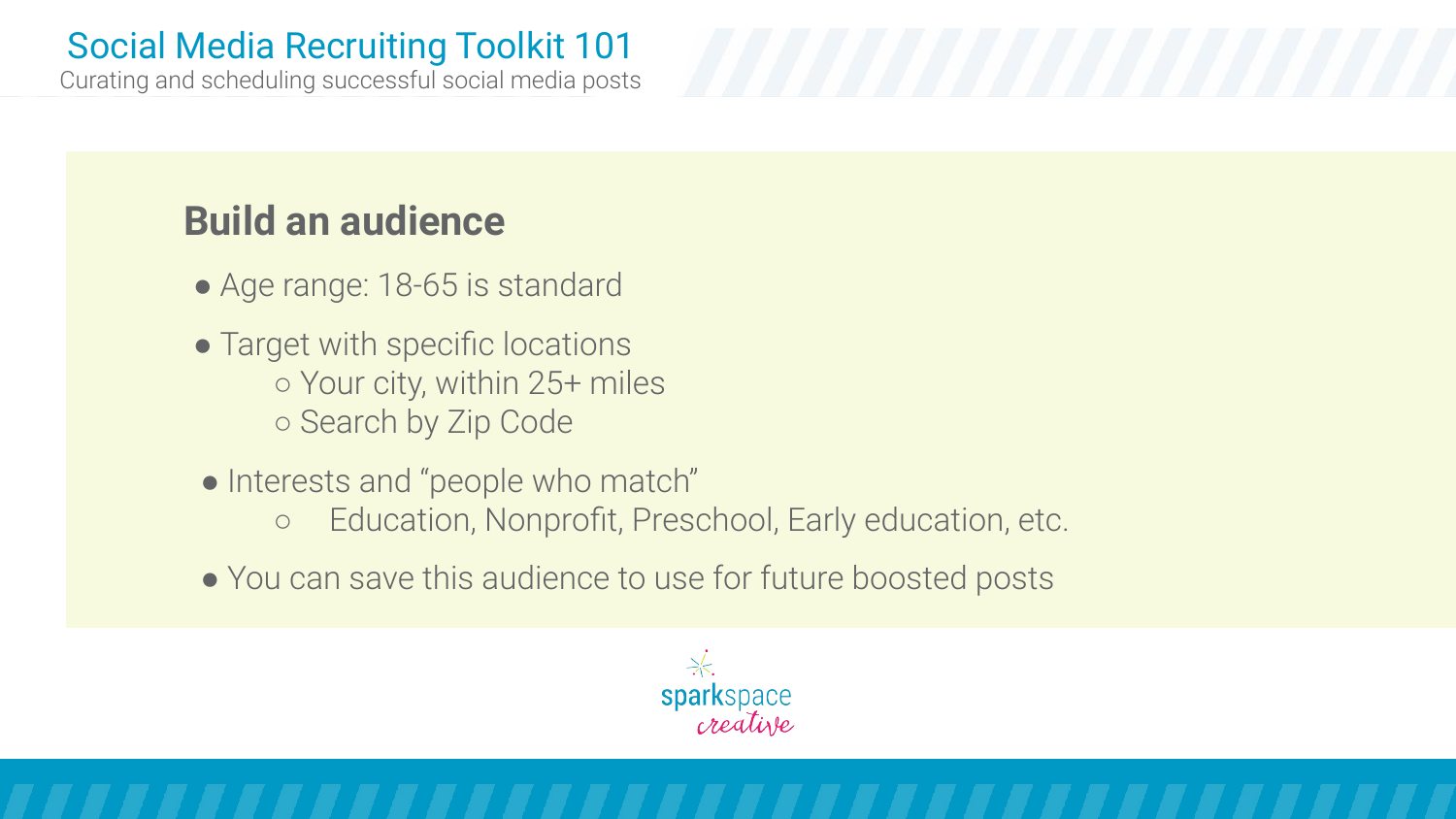# Social Media Recruiting Toolkit 101

Curating and scheduling successful social media posts

## Build an audience

- Age range: 18-65 is standard
- Target with specific locations
  - Your city, within 25+ miles
  - Search by Zip Code
- Interests and "people who match"
  - Education, Nonprofit, Preschool, Early education, etc.
- You can save this audience to use for future boosted posts

sparkspace creative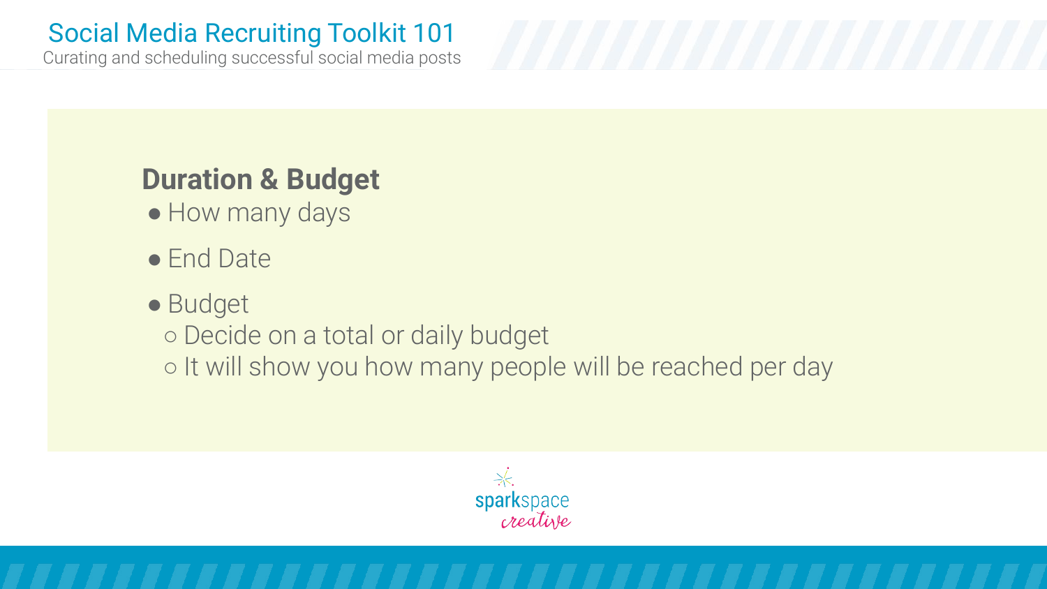## Duration & Budget

- How many days
- End Date
- Budget
  - Decide on a total or daily budget
  - It will show you how many people will be reached per day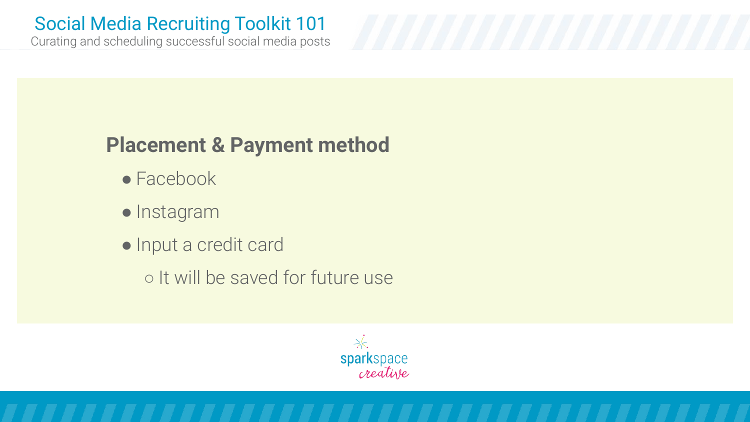## Placement & Payment method

- Facebook
- Instagram
- Input a credit card
  - It will be saved for future use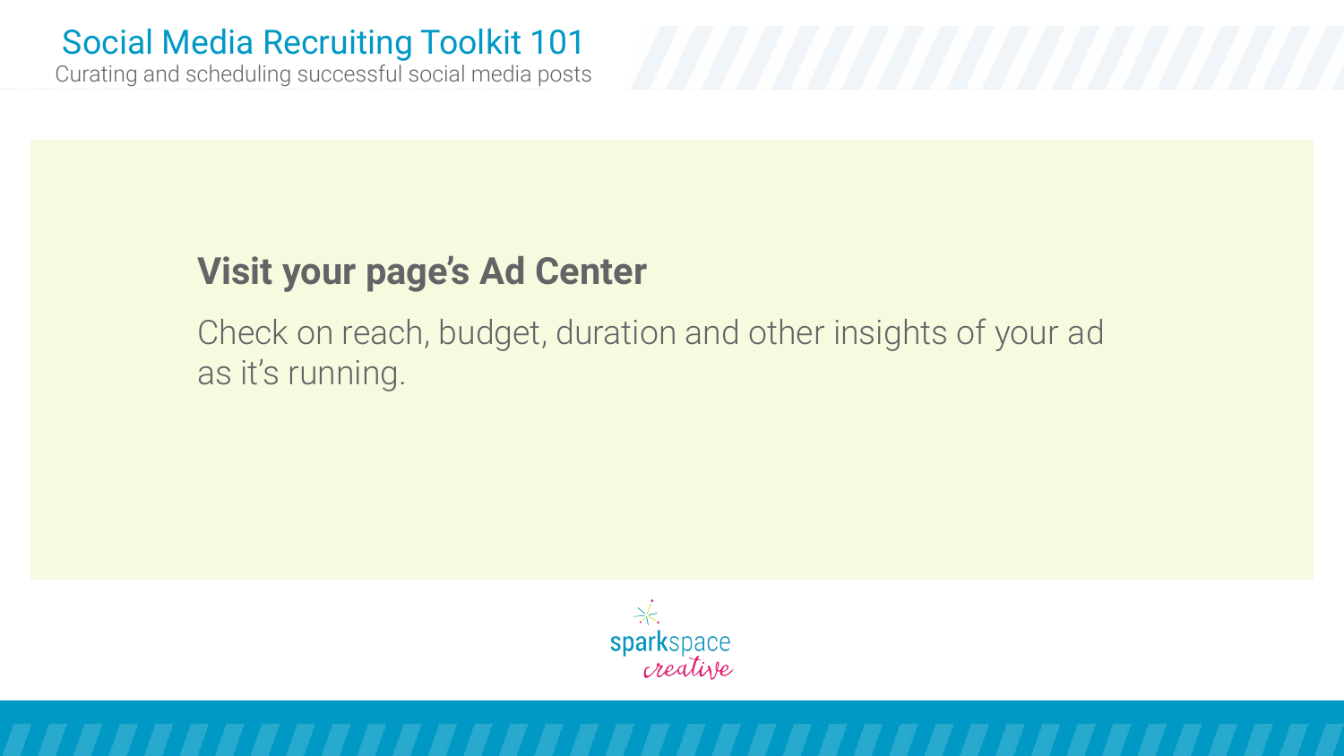## Visit your page's Ad Center

Check on reach, budget, duration and other insights of your ad as it's running.